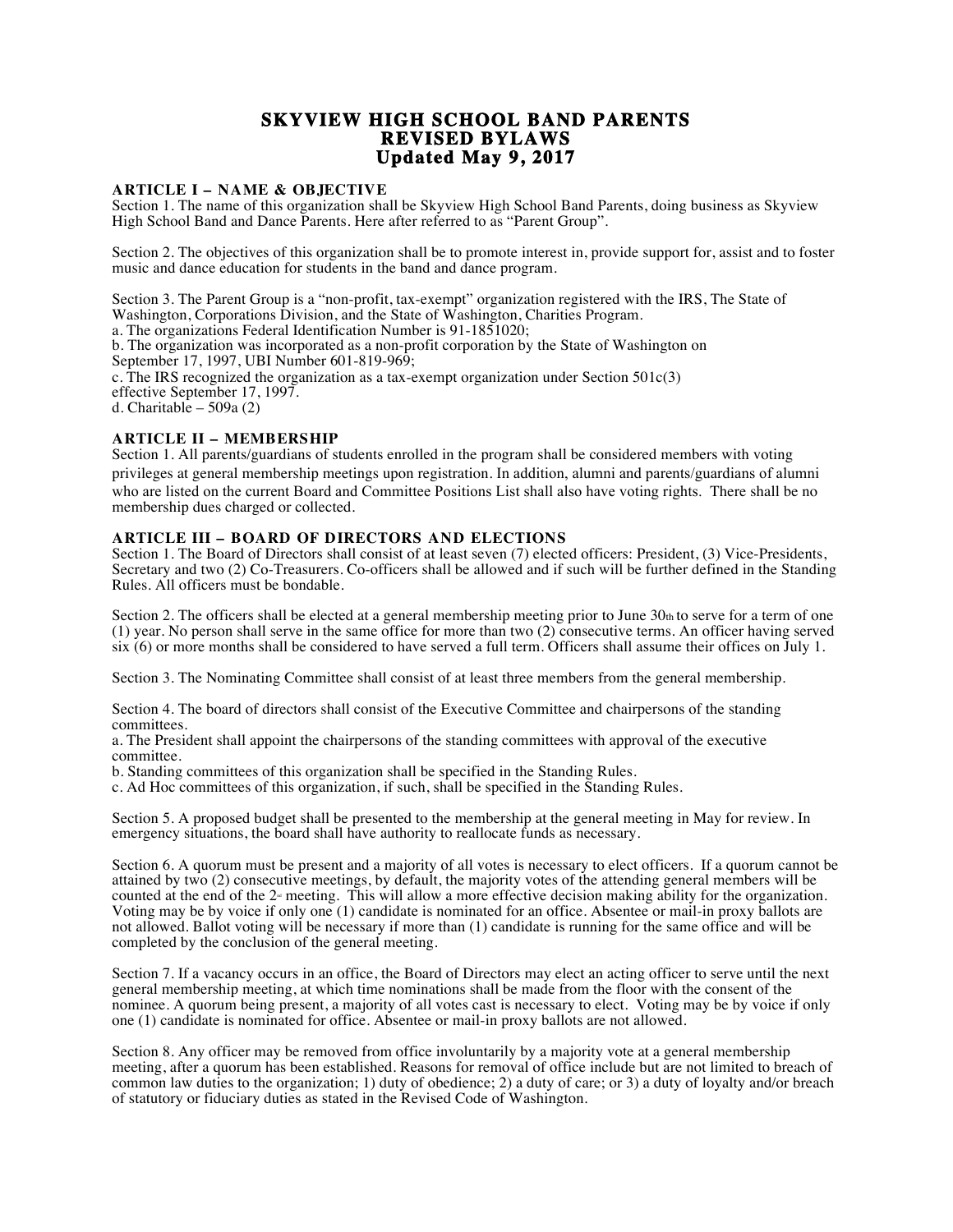# SKYVIEW HIGH SCHOOL BAND PARENTS
# REVISED BYLAWS
# Updated May 9, 2017

## ARTICLE I – NAME & OBJECTIVE

Section 1. The name of this organization shall be Skyview High School Band Parents, doing business as Skyview High School Band and Dance Parents. Here after referred to as "Parent Group".

Section 2. The objectives of this organization shall be to promote interest in, provide support for, assist and to foster music and dance education for students in the band and dance program.

Section 3. The Parent Group is a "non-profit, tax-exempt" organization registered with the IRS, The State of Washington, Corporations Division, and the State of Washington, Charities Program.
a. The organizations Federal Identification Number is 91-1851020;
b. The organization was incorporated as a non-profit corporation by the State of Washington on September 17, 1997, UBI Number 601-819-969;
c. The IRS recognized the organization as a tax-exempt organization under Section 501c(3) effective September 17, 1997.
d. Charitable – 509a (2)

## ARTICLE II – MEMBERSHIP

Section 1. All parents/guardians of students enrolled in the program shall be considered members with voting privileges at general membership meetings upon registration. In addition, alumni and parents/guardians of alumni who are listed on the current Board and Committee Positions List shall also have voting rights. There shall be no membership dues charged or collected.

## ARTICLE III – BOARD OF DIRECTORS AND ELECTIONS

Section 1. The Board of Directors shall consist of at least seven (7) elected officers: President, (3) Vice-Presidents, Secretary and two (2) Co-Treasurers. Co-officers shall be allowed and if such will be further defined in the Standing Rules. All officers must be bondable.

Section 2. The officers shall be elected at a general membership meeting prior to June 30th to serve for a term of one (1) year. No person shall serve in the same office for more than two (2) consecutive terms. An officer having served six (6) or more months shall be considered to have served a full term. Officers shall assume their offices on July 1.

Section 3. The Nominating Committee shall consist of at least three members from the general membership.

Section 4. The board of directors shall consist of the Executive Committee and chairpersons of the standing committees.
a. The President shall appoint the chairpersons of the standing committees with approval of the executive committee.
b. Standing committees of this organization shall be specified in the Standing Rules.
c. Ad Hoc committees of this organization, if such, shall be specified in the Standing Rules.

Section 5. A proposed budget shall be presented to the membership at the general meeting in May for review. In emergency situations, the board shall have authority to reallocate funds as necessary.

Section 6. A quorum must be present and a majority of all votes is necessary to elect officers. If a quorum cannot be attained by two (2) consecutive meetings, by default, the majority votes of the attending general members will be counted at the end of the 2nd meeting. This will allow a more effective decision making ability for the organization. Voting may be by voice if only one (1) candidate is nominated for an office. Absentee or mail-in proxy ballots are not allowed. Ballot voting will be necessary if more than (1) candidate is running for the same office and will be completed by the conclusion of the general meeting.

Section 7. If a vacancy occurs in an office, the Board of Directors may elect an acting officer to serve until the next general membership meeting, at which time nominations shall be made from the floor with the consent of the nominee. A quorum being present, a majority of all votes cast is necessary to elect. Voting may be by voice if only one (1) candidate is nominated for office. Absentee or mail-in proxy ballots are not allowed.

Section 8. Any officer may be removed from office involuntarily by a majority vote at a general membership meeting, after a quorum has been established. Reasons for removal of office include but are not limited to breach of common law duties to the organization; 1) duty of obedience; 2) a duty of care; or 3) a duty of loyalty and/or breach of statutory or fiduciary duties as stated in the Revised Code of Washington.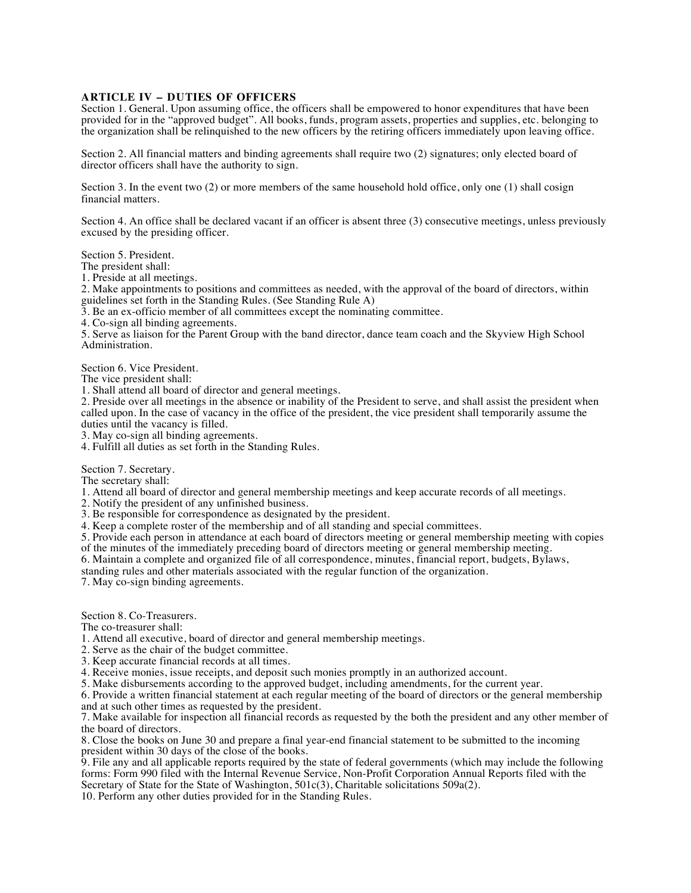## ARTICLE IV – DUTIES OF OFFICERS

Section 1. General. Upon assuming office, the officers shall be empowered to honor expenditures that have been provided for in the "approved budget". All books, funds, program assets, properties and supplies, etc. belonging to the organization shall be relinquished to the new officers by the retiring officers immediately upon leaving office.

Section 2. All financial matters and binding agreements shall require two (2) signatures; only elected board of director officers shall have the authority to sign.

Section 3. In the event two (2) or more members of the same household hold office, only one (1) shall cosign financial matters.

Section 4. An office shall be declared vacant if an officer is absent three (3) consecutive meetings, unless previously excused by the presiding officer.

Section 5. President.
The president shall:
1. Preside at all meetings.
2. Make appointments to positions and committees as needed, with the approval of the board of directors, within guidelines set forth in the Standing Rules. (See Standing Rule A)
3. Be an ex-officio member of all committees except the nominating committee.
4. Co-sign all binding agreements.
5. Serve as liaison for the Parent Group with the band director, dance team coach and the Skyview High School Administration.

Section 6. Vice President.
The vice president shall:
1. Shall attend all board of director and general meetings.
2. Preside over all meetings in the absence or inability of the President to serve, and shall assist the president when called upon. In the case of vacancy in the office of the president, the vice president shall temporarily assume the duties until the vacancy is filled.
3. May co-sign all binding agreements.
4. Fulfill all duties as set forth in the Standing Rules.

Section 7. Secretary.
The secretary shall:
1. Attend all board of director and general membership meetings and keep accurate records of all meetings.
2. Notify the president of any unfinished business.
3. Be responsible for correspondence as designated by the president.
4. Keep a complete roster of the membership and of all standing and special committees.
5. Provide each person in attendance at each board of directors meeting or general membership meeting with copies of the minutes of the immediately preceding board of directors meeting or general membership meeting.
6. Maintain a complete and organized file of all correspondence, minutes, financial report, budgets, Bylaws, standing rules and other materials associated with the regular function of the organization.
7. May co-sign binding agreements.

Section 8. Co-Treasurers.
The co-treasurer shall:
1. Attend all executive, board of director and general membership meetings.
2. Serve as the chair of the budget committee.
3. Keep accurate financial records at all times.
4. Receive monies, issue receipts, and deposit such monies promptly in an authorized account.
5. Make disbursements according to the approved budget, including amendments, for the current year.
6. Provide a written financial statement at each regular meeting of the board of directors or the general membership and at such other times as requested by the president.
7. Make available for inspection all financial records as requested by the both the president and any other member of the board of directors.
8. Close the books on June 30 and prepare a final year-end financial statement to be submitted to the incoming president within 30 days of the close of the books.
9. File any and all applicable reports required by the state of federal governments (which may include the following forms: Form 990 filed with the Internal Revenue Service, Non-Profit Corporation Annual Reports filed with the Secretary of State for the State of Washington, 501c(3), Charitable solicitations 509a(2).
10. Perform any other duties provided for in the Standing Rules.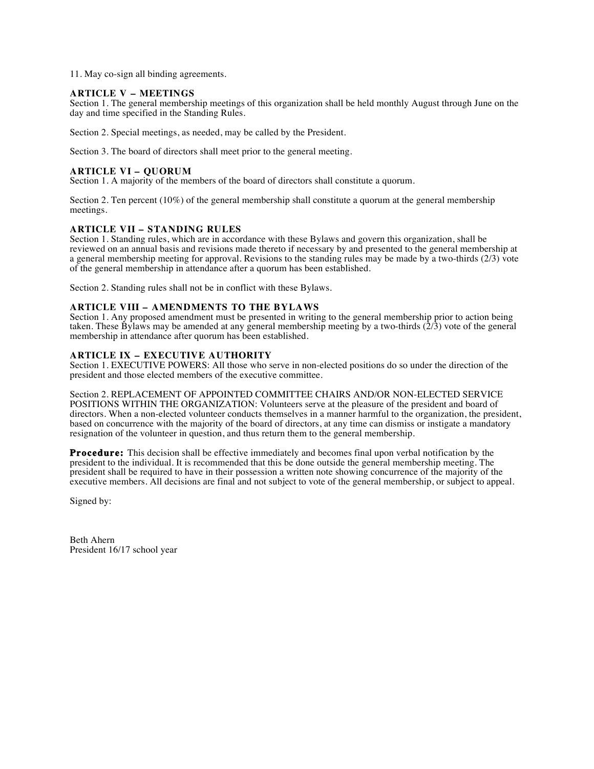11. May co-sign all binding agreements.

## ARTICLE V – MEETINGS

Section 1. The general membership meetings of this organization shall be held monthly August through June on the day and time specified in the Standing Rules.

Section 2. Special meetings, as needed, may be called by the President.

Section 3. The board of directors shall meet prior to the general meeting.

## ARTICLE VI – QUORUM

Section 1. A majority of the members of the board of directors shall constitute a quorum.

Section 2. Ten percent (10%) of the general membership shall constitute a quorum at the general membership meetings.

## ARTICLE VII – STANDING RULES

Section 1. Standing rules, which are in accordance with these Bylaws and govern this organization, shall be reviewed on an annual basis and revisions made thereto if necessary by and presented to the general membership at a general membership meeting for approval. Revisions to the standing rules may be made by a two-thirds (2/3) vote of the general membership in attendance after a quorum has been established.

Section 2. Standing rules shall not be in conflict with these Bylaws.

## ARTICLE VIII – AMENDMENTS TO THE BYLAWS

Section 1. Any proposed amendment must be presented in writing to the general membership prior to action being taken. These Bylaws may be amended at any general membership meeting by a two-thirds (2/3) vote of the general membership in attendance after quorum has been established.

## ARTICLE IX – EXECUTIVE AUTHORITY

Section 1. EXECUTIVE POWERS: All those who serve in non-elected positions do so under the direction of the president and those elected members of the executive committee.

Section 2. REPLACEMENT OF APPOINTED COMMITTEE CHAIRS AND/OR NON-ELECTED SERVICE POSITIONS WITHIN THE ORGANIZATION: Volunteers serve at the pleasure of the president and board of directors. When a non-elected volunteer conducts themselves in a manner harmful to the organization, the president, based on concurrence with the majority of the board of directors, at any time can dismiss or instigate a mandatory resignation of the volunteer in question, and thus return them to the general membership.

**Procedure:** This decision shall be effective immediately and becomes final upon verbal notification by the president to the individual. It is recommended that this be done outside the general membership meeting. The president shall be required to have in their possession a written note showing concurrence of the majority of the executive members. All decisions are final and not subject to vote of the general membership, or subject to appeal.

Signed by:

Beth Ahern
President 16/17 school year